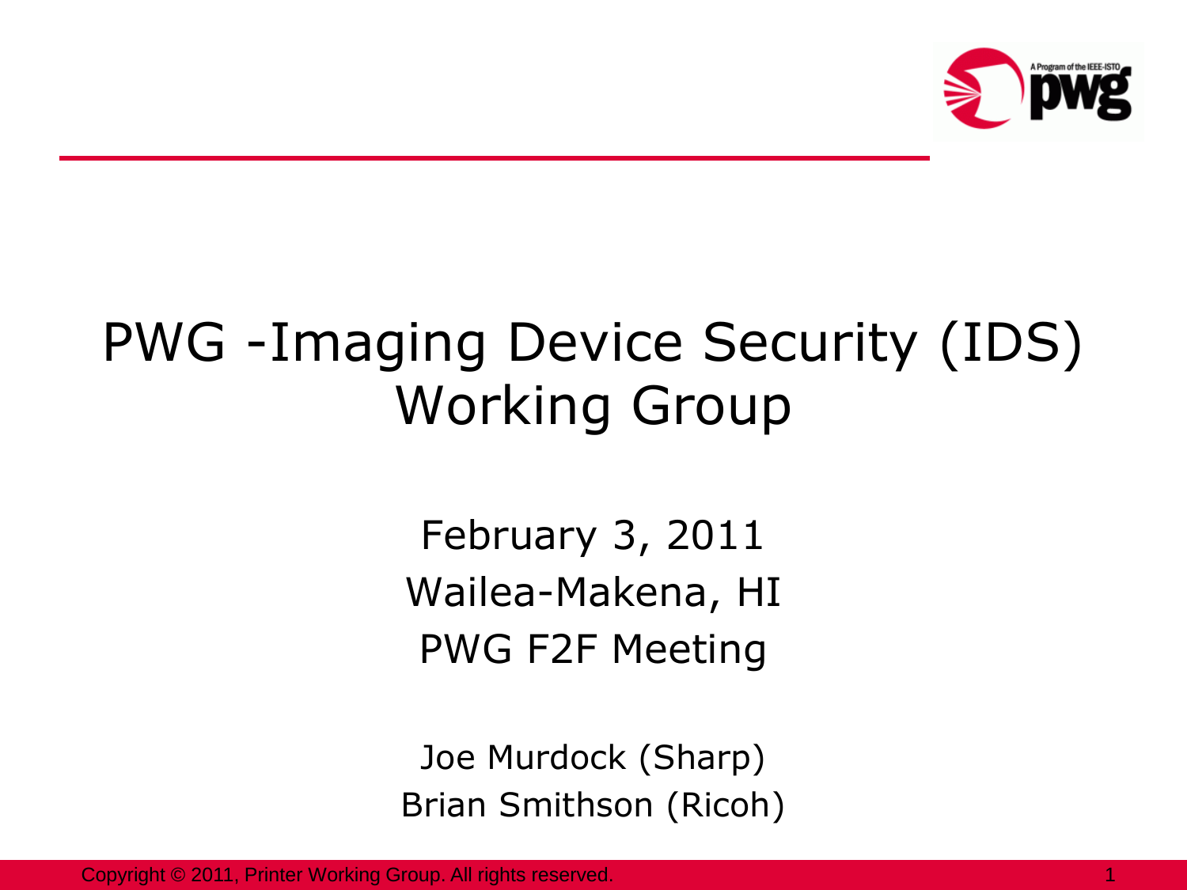# PWG -Imaging Device Security (IDS) Working Group

February 3, 2011

Wailea-Makena, HI

PWG F2F Meeting

Joe Murdock (Sharp)

Brian Smithson (Ricoh)

Copyright © 2011, Printer Working Group. All rights reserved.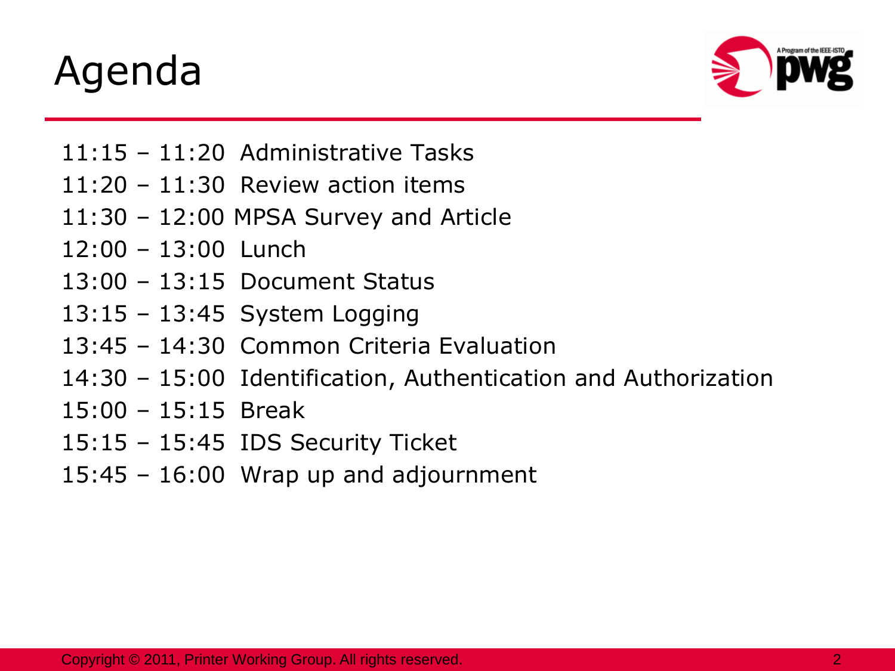# Agenda

- 11:15 – 11:20 Administrative Tasks
- 11:20 – 11:30 Review action items
- 11:30 – 12:00 MPSA Survey and Article
- 12:00 – 13:00 Lunch
- 13:00 – 13:15 Document Status
- 13:15 – 13:45 System Logging
- 13:45 – 14:30 Common Criteria Evaluation
- 14:30 – 15:00 Identification, Authentication and Authorization
- 15:00 – 15:15 Break
- 15:15 – 15:45 IDS Security Ticket
- 15:45 – 16:00 Wrap up and adjournment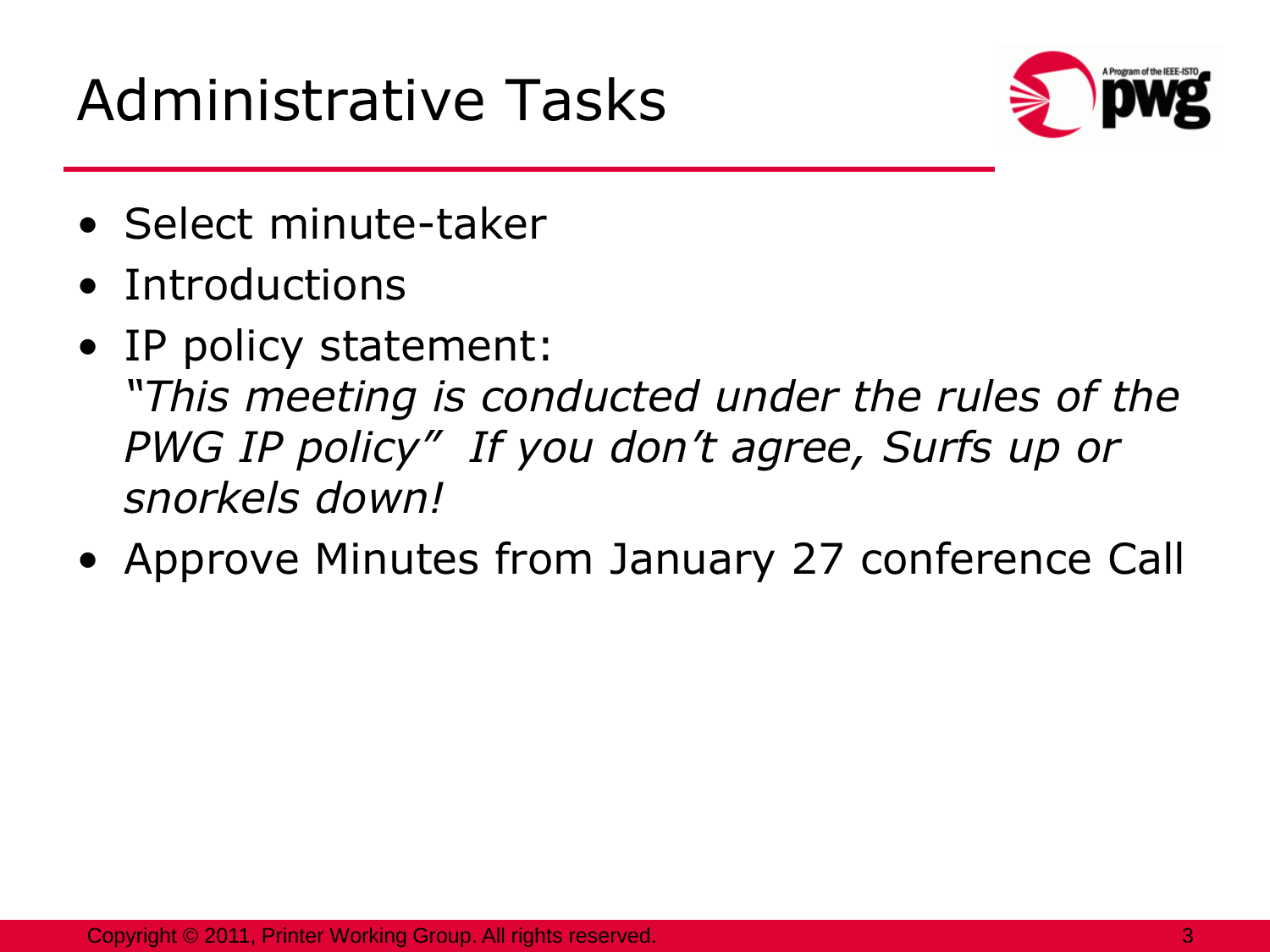# Administrative Tasks

- Select minute-taker
- Introductions
- IP policy statement:
  *"This meeting is conducted under the rules of the PWG IP policy" If you don't agree, Surfs up or snorkels down!*
- Approve Minutes from January 27 conference Call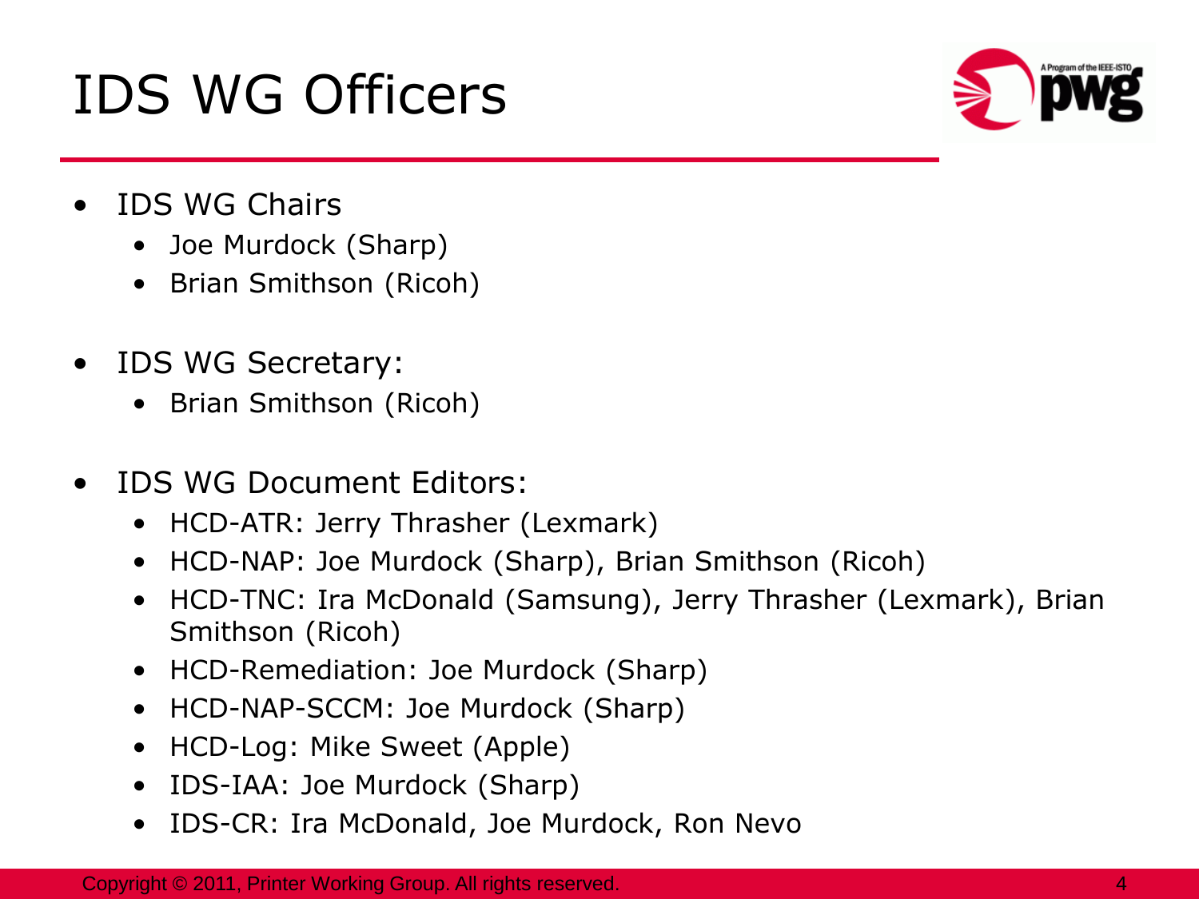# IDS WG Officers

- IDS WG Chairs
  - Joe Murdock (Sharp)
  - Brian Smithson (Ricoh)
- IDS WG Secretary:
  - Brian Smithson (Ricoh)
- IDS WG Document Editors:
  - HCD-ATR: Jerry Thrasher (Lexmark)
  - HCD-NAP: Joe Murdock (Sharp), Brian Smithson (Ricoh)
  - HCD-TNC: Ira McDonald (Samsung), Jerry Thrasher (Lexmark), Brian Smithson (Ricoh)
  - HCD-Remediation: Joe Murdock (Sharp)
  - HCD-NAP-SCCM: Joe Murdock (Sharp)
  - HCD-Log: Mike Sweet (Apple)
  - IDS-IAA: Joe Murdock (Sharp)
  - IDS-CR: Ira McDonald, Joe Murdock, Ron Nevo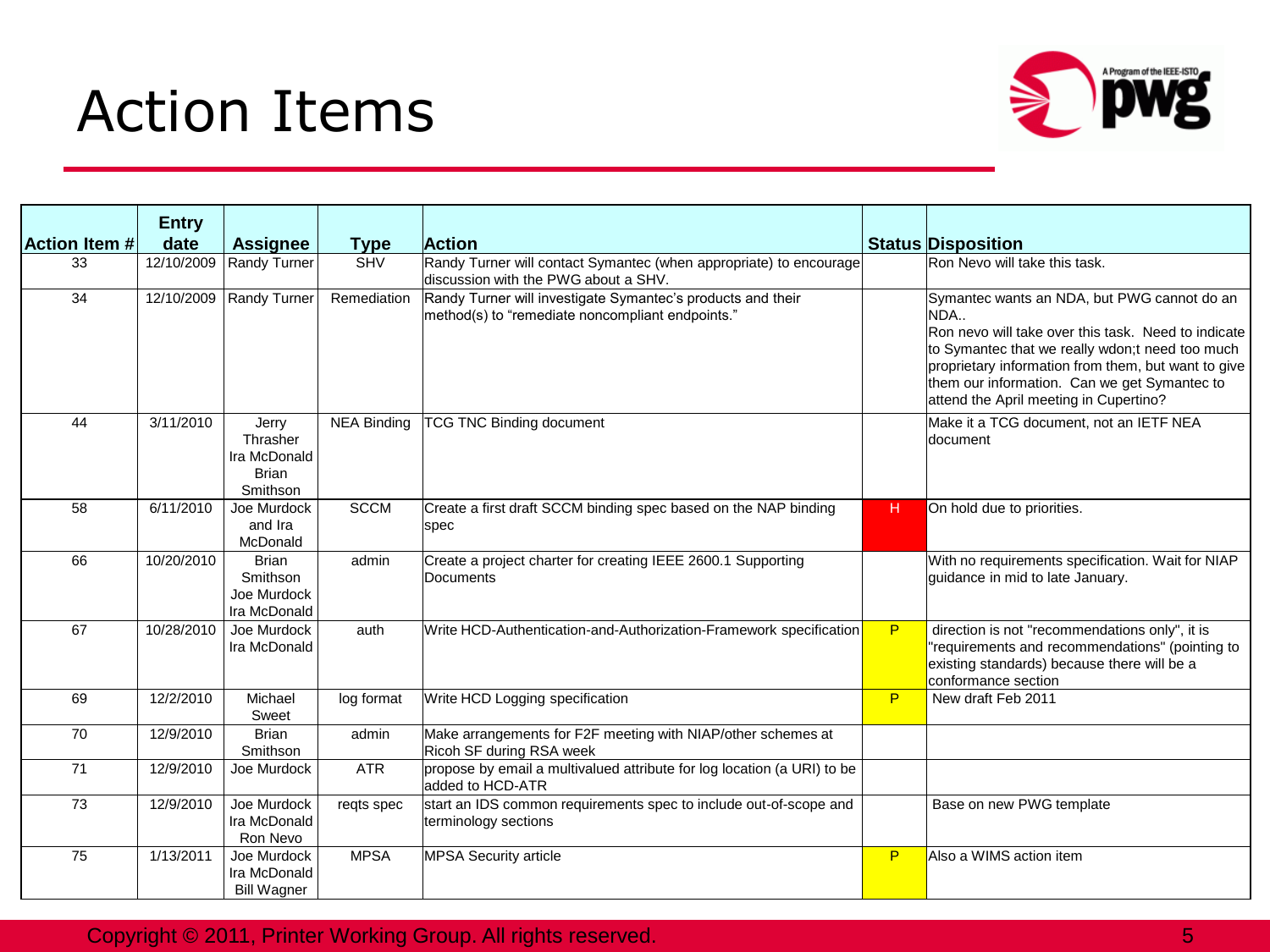# Action Items

| Action Item # | Entry date | Assignee | Type | Action | Status | Disposition |
|---|---|---|---|---|---|---|
| 33 | 12/10/2009 | Randy Turner | SHV | Randy Turner will contact Symantec (when appropriate) to encourage discussion with the PWG about a SHV. | | Ron Nevo will take this task. |
| 34 | 12/10/2009 | Randy Turner | Remediation | Randy Turner will investigate Symantec's products and their method(s) to "remediate noncompliant endpoints." | | Symantec wants an NDA, but PWG cannot do an NDA.. Ron nevo will take over this task. Need to indicate to Symantec that we really wdon;t need too much proprietary information from them, but want to give them our information. Can we get Symantec to attend the April meeting in Cupertino? |
| 44 | 3/11/2010 | Jerry Thrasher Ira McDonald Brian Smithson | NEA Binding | TCG TNC Binding document | | Make it a TCG document, not an IETF NEA document |
| 58 | 6/11/2010 | Joe Murdock and Ira McDonald | SCCM | Create a first draft SCCM binding spec based on the NAP binding spec | H | On hold due to priorities. |
| 66 | 10/20/2010 | Brian Smithson Joe Murdock Ira McDonald | admin | Create a project charter for creating IEEE 2600.1 Supporting Documents | | With no requirements specification. Wait for NIAP guidance in mid to late January. |
| 67 | 10/28/2010 | Joe Murdock Ira McDonald | auth | Write HCD-Authentication-and-Authorization-Framework specification | P | direction is not "recommendations only", it is "requirements and recommendations" (pointing to existing standards) because there will be a conformance section |
| 69 | 12/2/2010 | Michael Sweet | log format | Write HCD Logging specification | P | New draft Feb 2011 |
| 70 | 12/9/2010 | Brian Smithson | admin | Make arrangements for F2F meeting with NIAP/other schemes at Ricoh SF during RSA week | | |
| 71 | 12/9/2010 | Joe Murdock | ATR | propose by email a multivalued attribute for log location (a URI) to be added to HCD-ATR | | |
| 73 | 12/9/2010 | Joe Murdock Ira McDonald Ron Nevo | reqts spec | start an IDS common requirements spec to include out-of-scope and terminology sections | | Base on new PWG template |
| 75 | 1/13/2011 | Joe Murdock Ira McDonald Bill Wagner | MPSA | MPSA Security article | P | Also a WIMS action item |

Copyright © 2011, Printer Working Group. All rights reserved.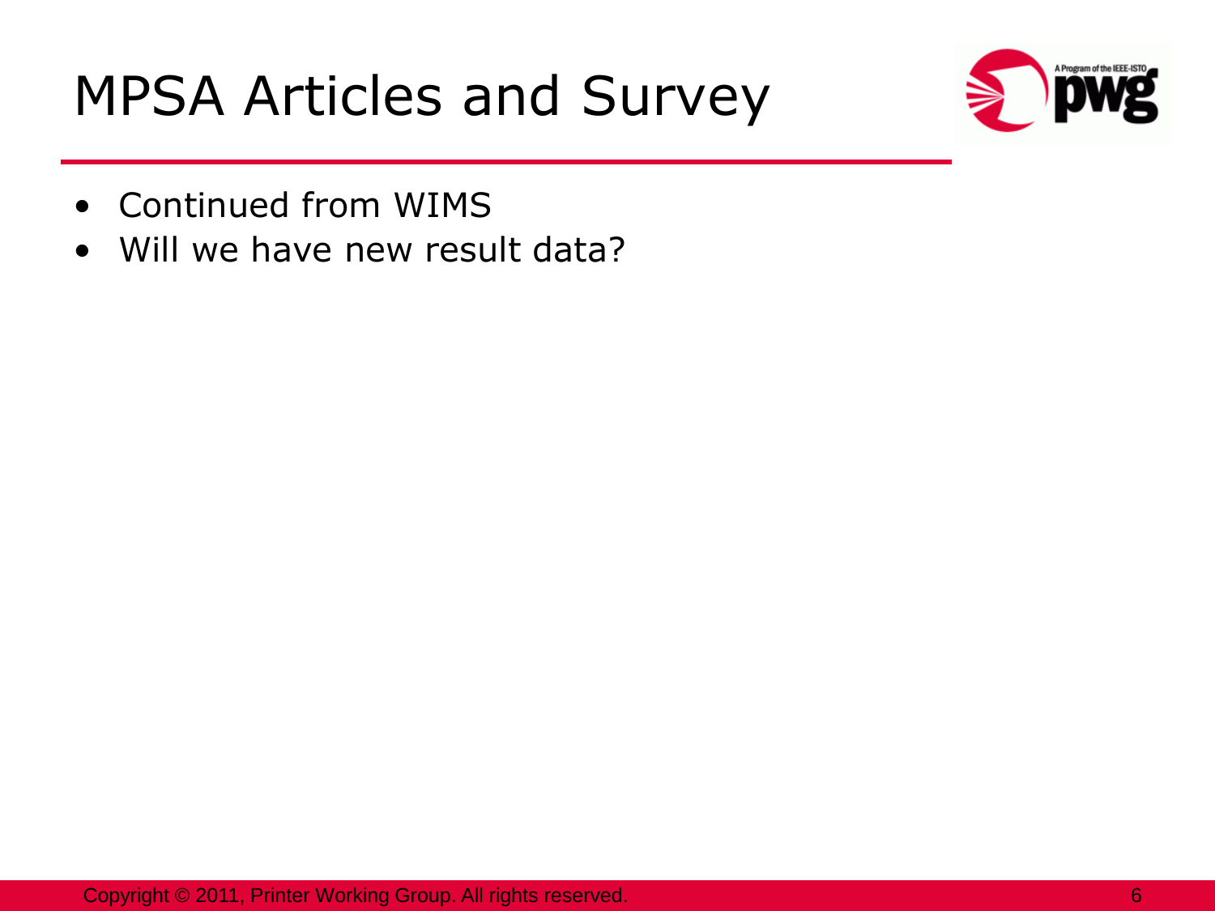# MPSA Articles and Survey

- Continued from WIMS
- Will we have new result data?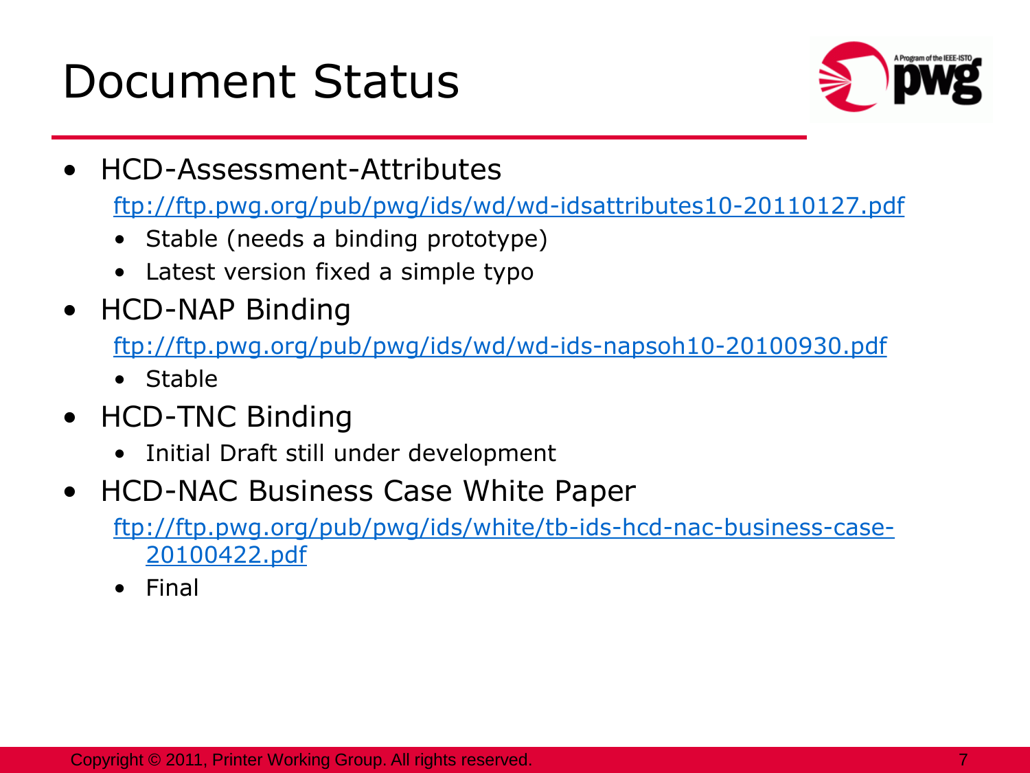# Document Status

- HCD-Assessment-Attributes

  ftp://ftp.pwg.org/pub/pwg/ids/wd/wd-idsattributes10-20110127.pdf

  - Stable (needs a binding prototype)
  - Latest version fixed a simple typo
- HCD-NAP Binding

  ftp://ftp.pwg.org/pub/pwg/ids/wd/wd-ids-napsoh10-20100930.pdf

  - Stable
- HCD-TNC Binding
  - Initial Draft still under development
- HCD-NAC Business Case White Paper

  ftp://ftp.pwg.org/pub/pwg/ids/white/tb-ids-hcd-nac-business-case-20100422.pdf

  - Final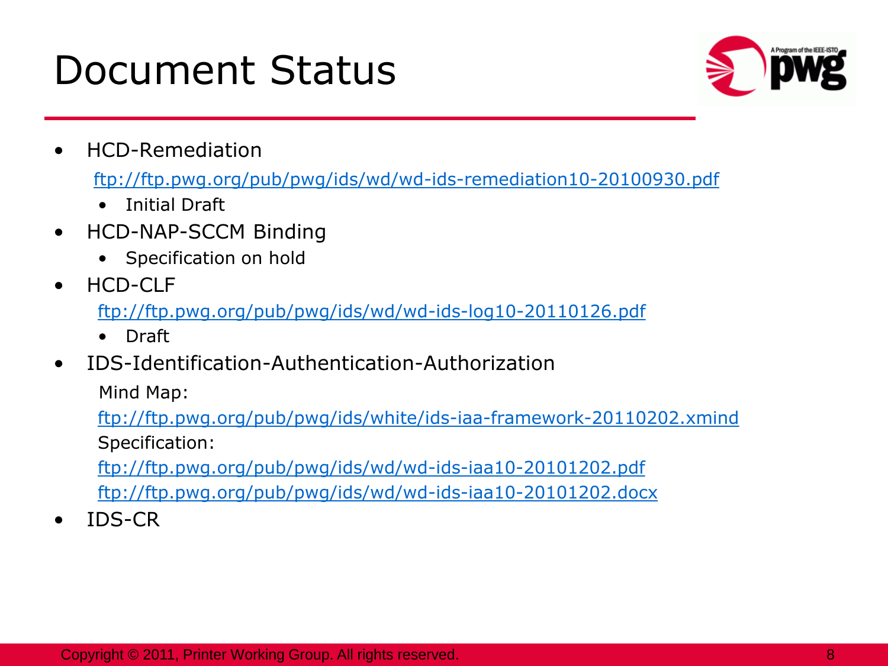# Document Status

- HCD-Remediation

  ftp://ftp.pwg.org/pub/pwg/ids/wd/wd-ids-remediation10-20100930.pdf

  - Initial Draft
- HCD-NAP-SCCM Binding
  - Specification on hold
- HCD-CLF

  ftp://ftp.pwg.org/pub/pwg/ids/wd/wd-ids-log10-20110126.pdf

  - Draft
- IDS-Identification-Authentication-Authorization

  Mind Map:

  ftp://ftp.pwg.org/pub/pwg/ids/white/ids-iaa-framework-20110202.xmind

  Specification:

  ftp://ftp.pwg.org/pub/pwg/ids/wd/wd-ids-iaa10-20101202.pdf

  ftp://ftp.pwg.org/pub/pwg/ids/wd/wd-ids-iaa10-20101202.docx
- IDS-CR

Copyright © 2011, Printer Working Group. All rights reserved.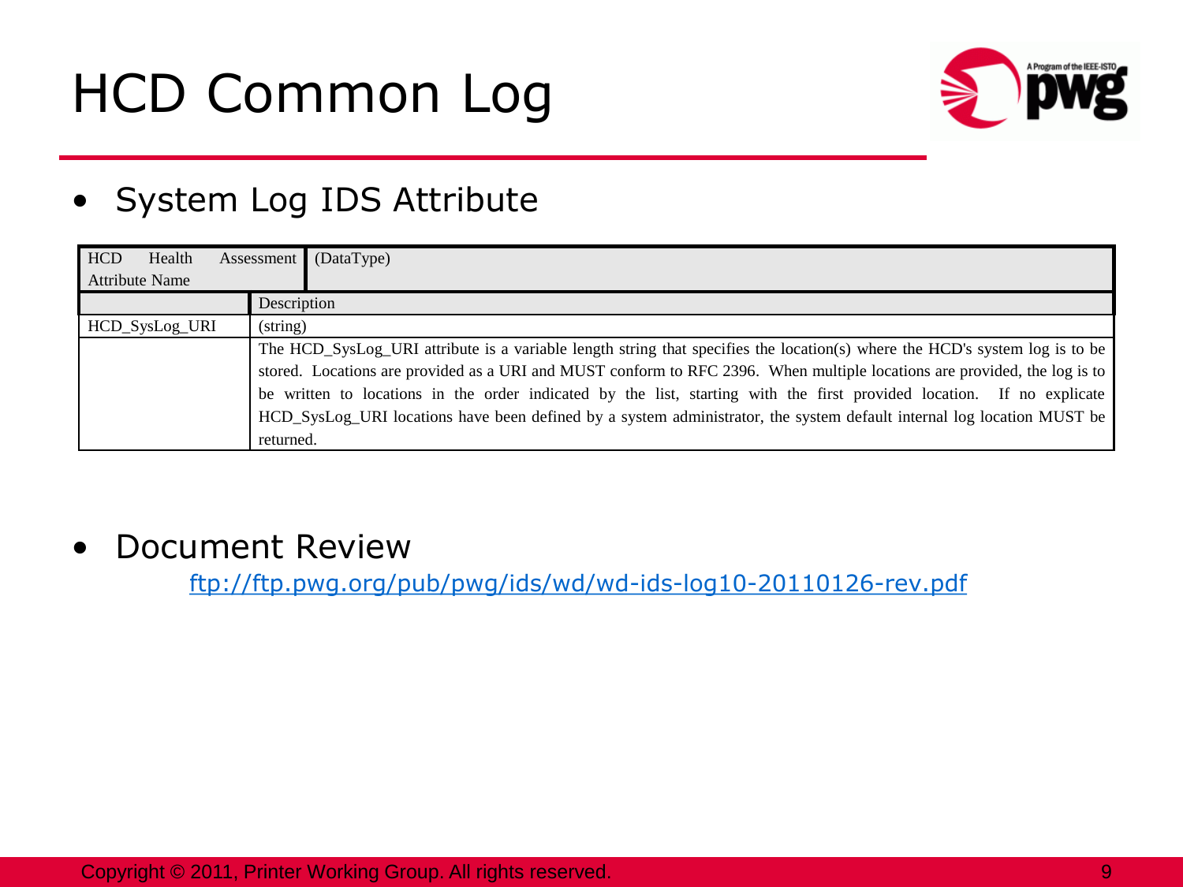# HCD Common Log

- System Log IDS Attribute

| HCD Health Assessment Attribute Name | (DataType) |
|---|---|
| | Description |
| HCD_SysLog_URI | (string) |
| | The HCD_SysLog_URI attribute is a variable length string that specifies the location(s) where the HCD's system log is to be stored. Locations are provided as a URI and MUST conform to RFC 2396. When multiple locations are provided, the log is to be written to locations in the order indicated by the list, starting with the first provided location. If no explicate HCD_SysLog_URI locations have been defined by a system administrator, the system default internal log location MUST be returned. |

- Document Review

  ftp://ftp.pwg.org/pub/pwg/ids/wd/wd-ids-log10-20110126-rev.pdf

Copyright © 2011, Printer Working Group. All rights reserved.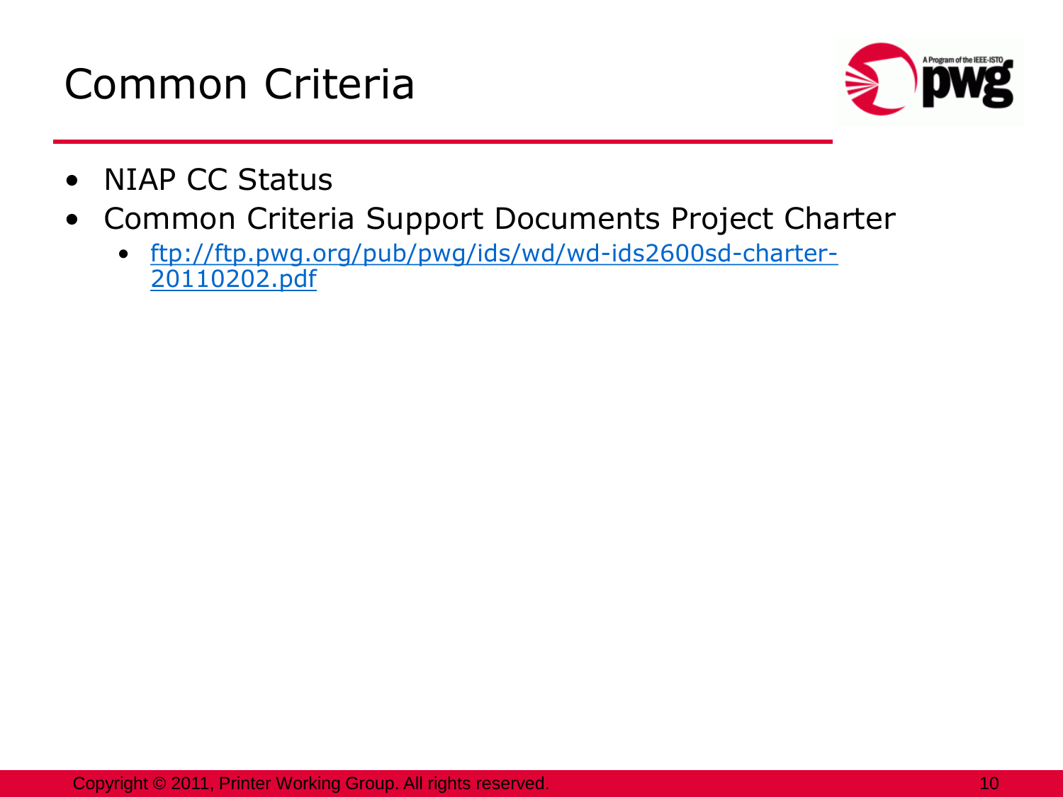# Common Criteria

- NIAP CC Status
- Common Criteria Support Documents Project Charter
  - [ftp://ftp.pwg.org/pub/pwg/ids/wd/wd-ids2600sd-charter-20110202.pdf](ftp://ftp.pwg.org/pub/pwg/ids/wd/wd-ids2600sd-charter-20110202.pdf)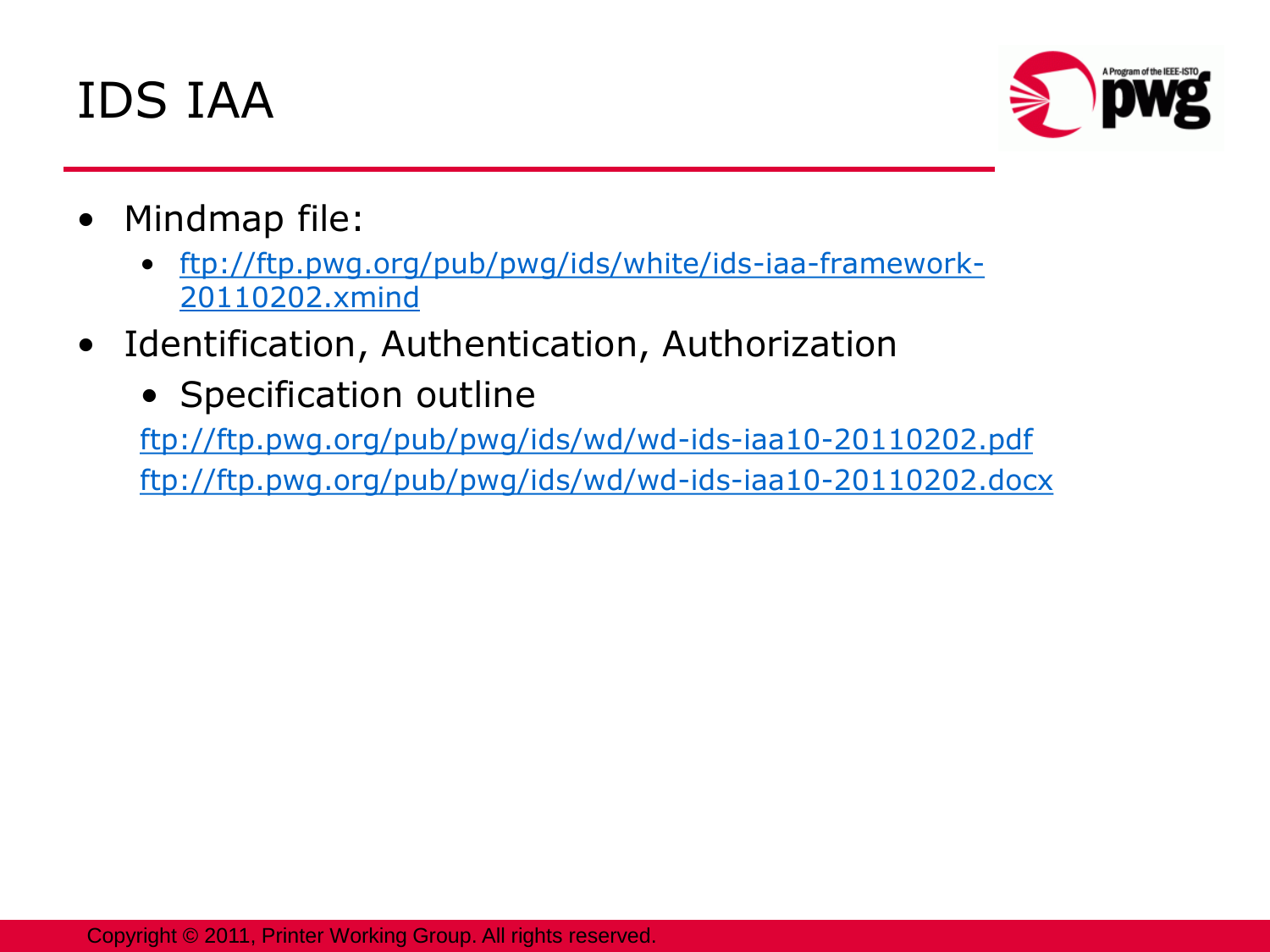# IDS IAA

- Mindmap file:
  - ftp://ftp.pwg.org/pub/pwg/ids/white/ids-iaa-framework-20110202.xmind
- Identification, Authentication, Authorization
  - Specification outline

  ftp://ftp.pwg.org/pub/pwg/ids/wd/wd-ids-iaa10-20110202.pdf
  ftp://ftp.pwg.org/pub/pwg/ids/wd/wd-ids-iaa10-20110202.docx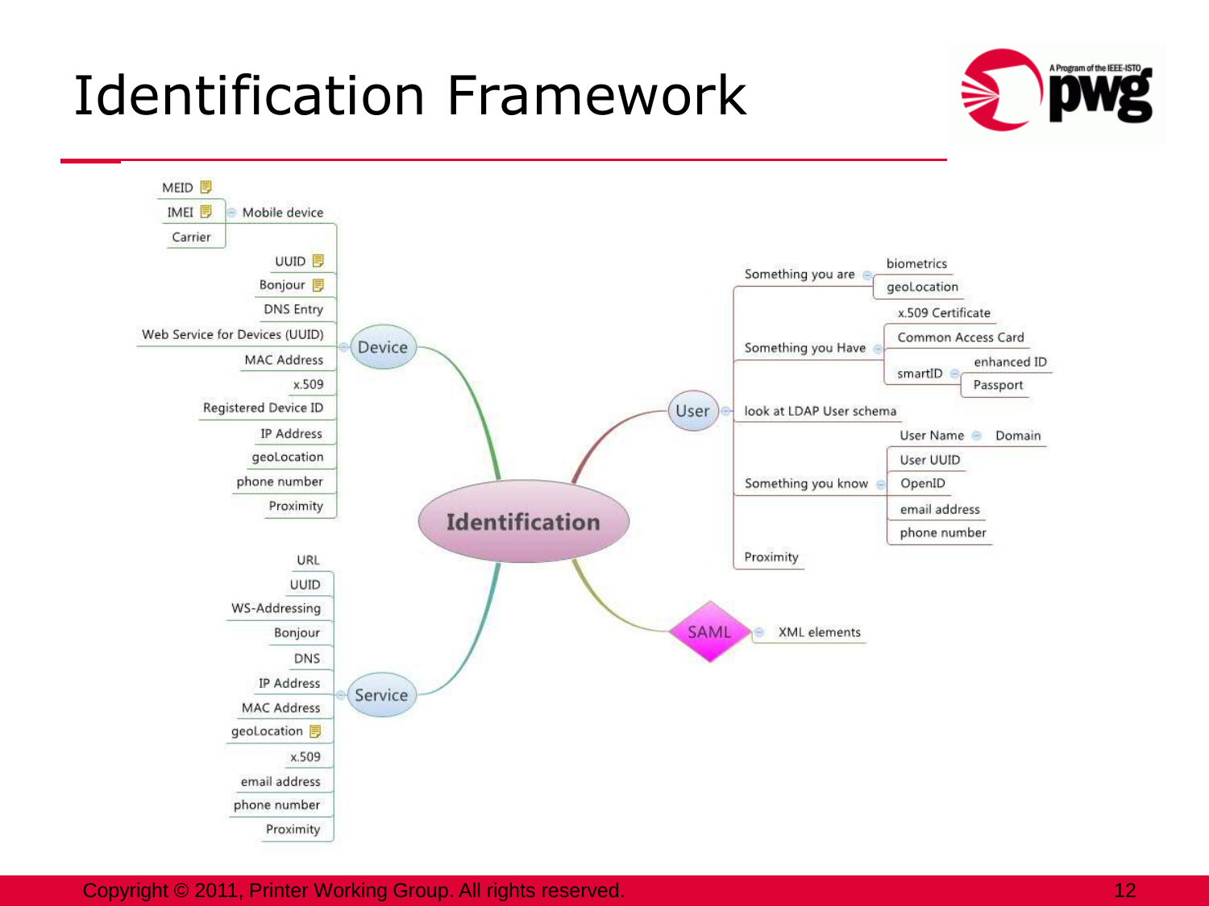# Identification Framework

- **Identification**
  - **Device**
    - Mobile device
      - MEID
      - IMEI
      - Carrier
    - UUID
    - Bonjour
    - DNS Entry
    - Web Service for Devices (UUID)
    - MAC Address
    - x.509
    - Registered Device ID
    - IP Address
    - geoLocation
    - phone number
    - Proximity
  - **Service**
    - URL
    - UUID
    - WS-Addressing
    - Bonjour
    - DNS
    - IP Address
    - MAC Address
    - geoLocation
    - x.509
    - email address
    - phone number
    - Proximity
  - **User**
    - Something you are
      - biometrics
      - geoLocation
    - Something you Have
      - x.509 Certificate
      - Common Access Card
      - smartID
        - enhanced ID
        - Passport
    - look at LDAP User schema
    - Something you know
      - User Name
        - Domain
      - User UUID
      - OpenID
      - email address
      - phone number
    - Proximity
  - **SAML**
    - XML elements

Copyright © 2011, Printer Working Group. All rights reserved.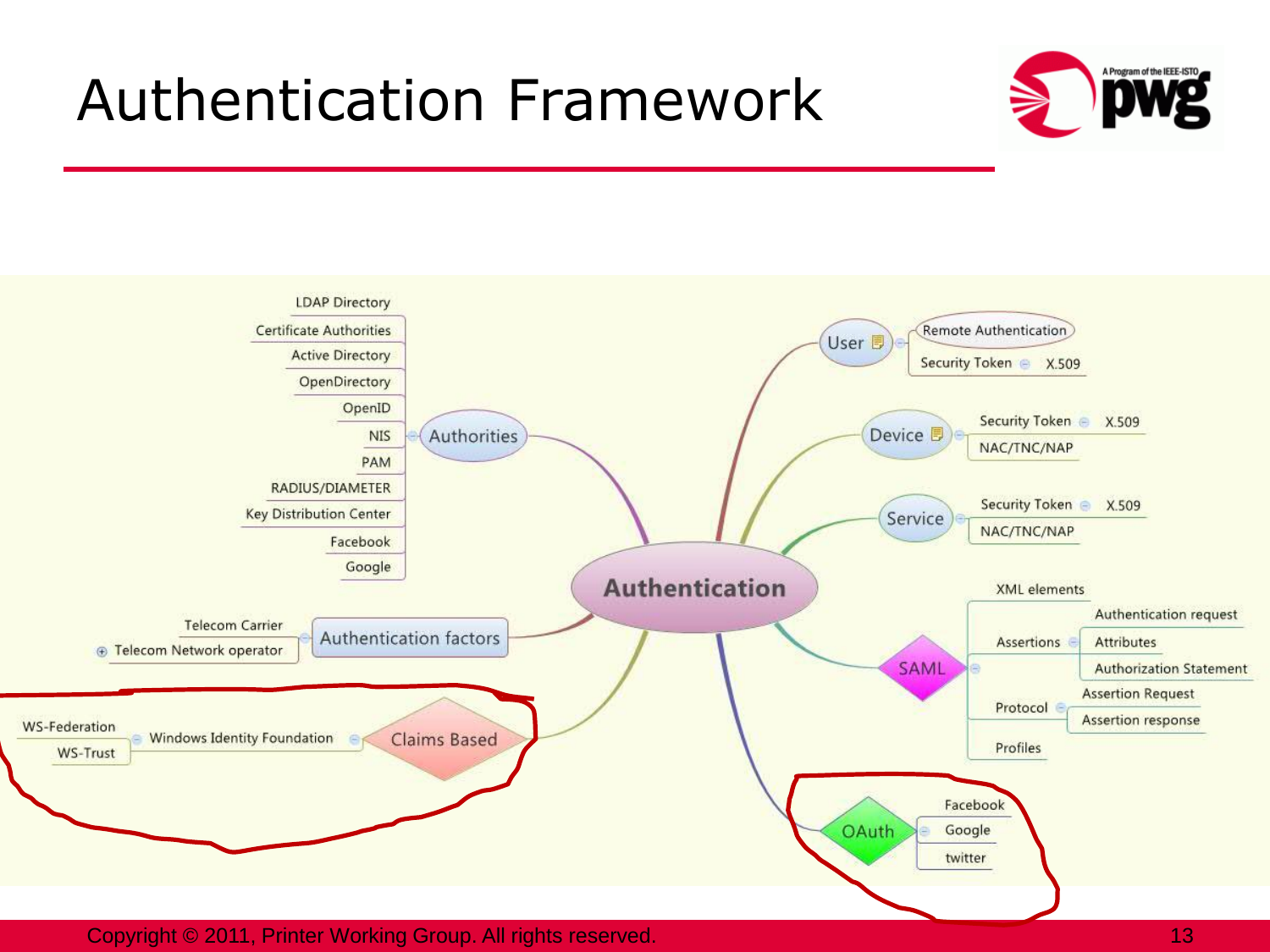# Authentication Framework

- **Authentication**
  - Authorities
    - LDAP Directory
    - Certificate Authorities
    - Active Directory
    - OpenDirectory
    - OpenID
    - NIS
    - PAM
    - RADIUS/DIAMETER
    - Key Distribution Center
    - Facebook
    - Google
  - Authentication factors
    - Telecom Carrier
    - Telecom Network operator
  - Claims Based
    - Windows Identity Foundation
      - WS-Federation
      - WS-Trust
  - User
    - Remote Authentication
    - Security Token
      - X.509
  - Device
    - Security Token
      - X.509
    - NAC/TNC/NAP
  - Service
    - Security Token
      - X.509
    - NAC/TNC/NAP
  - SAML
    - XML elements
    - Assertions
      - Authentication request
      - Attributes
      - Authorization Statement
    - Protocol
      - Assertion Request
      - Assertion response
    - Profiles
  - OAuth
    - Facebook
    - Google
    - twitter

Copyright © 2011, Printer Working Group. All rights reserved.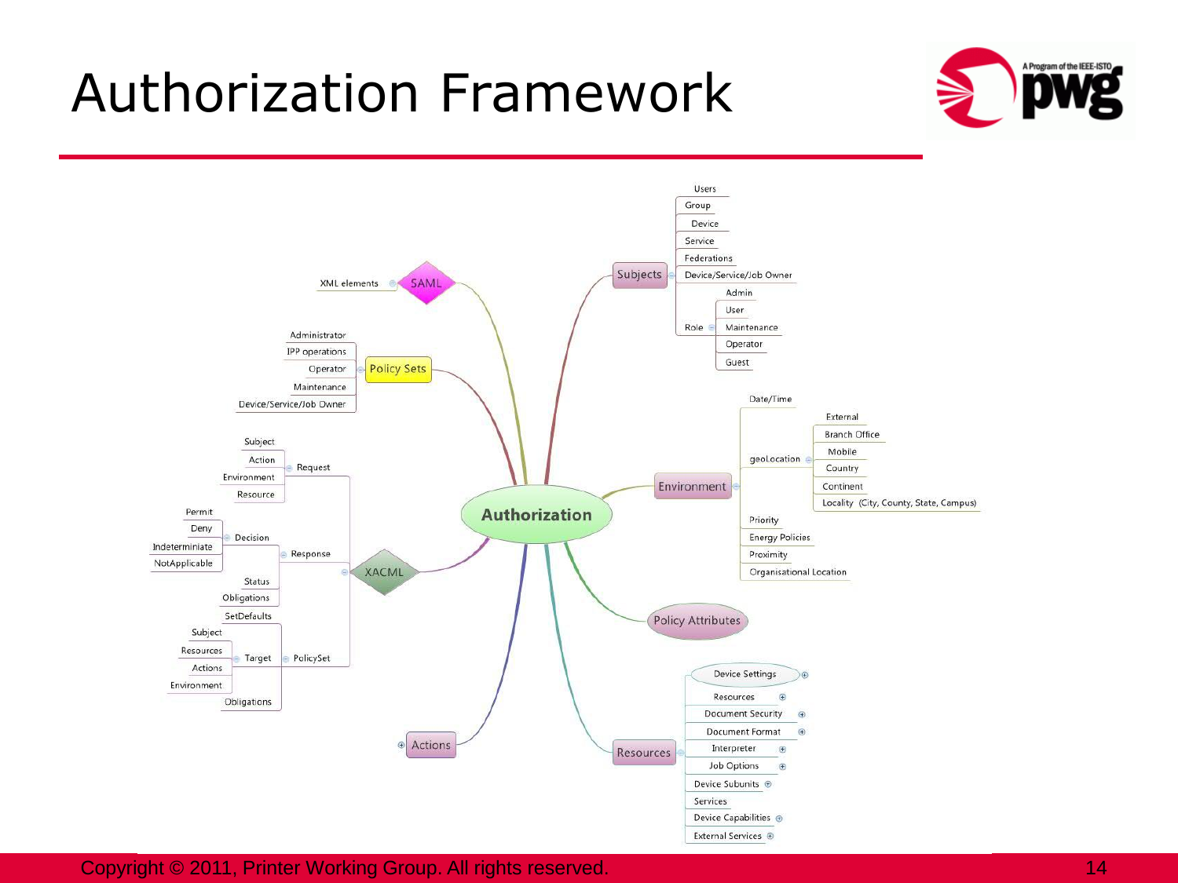# Authorization Framework

- **Authorization**
  - SAML
    - XML elements
  - Policy Sets
    - Administrator
    - IPP operations
    - Operator
    - Maintenance
    - Device/Service/Job Owner
  - XACML
    - Request
      - Subject
      - Action
      - Environment
      - Resource
    - Response
      - Decision
        - Permit
        - Deny
        - Indeterminiate
        - NotApplicable
      - Status
      - Obligations
    - PolicySet
      - SetDefaults
      - Target
        - Subject
        - Resources
        - Actions
        - Environment
      - Obligations
  - Actions
  - Subjects
    - Users
    - Group
    - Device
    - Service
    - Federations
    - Device/Service/Job Owner
    - Role
      - Admin
      - User
      - Maintenance
      - Operator
      - Guest
  - Environment
    - Date/Time
    - geoLocation
      - External
      - Branch Office
      - Mobile
      - Country
      - Continent
      - Locality (City, County, State, Campus)
    - Priority
    - Energy Policies
    - Proximity
    - Organisational Location
  - Policy Attributes
  - Resources
    - Device Settings
    - Resources
    - Document Security
    - Document Format
    - Interpreter
    - Job Options
    - Device Subunits
    - Services
    - Device Capabilities
    - External Services

Copyright © 2011, Printer Working Group. All rights reserved.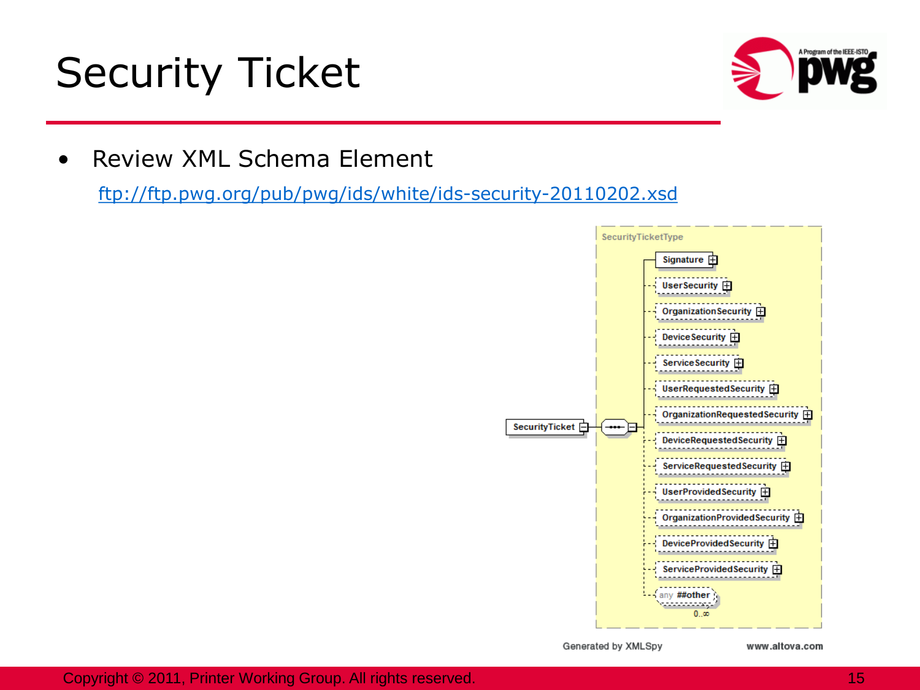# Security Ticket

- Review XML Schema Element

  [ftp://ftp.pwg.org/pub/pwg/ids/white/ids-security-20110202.xsd](ftp://ftp.pwg.org/pub/pwg/ids/white/ids-security-20110202.xsd)

SecurityTicketType

SecurityTicket

- Signature
- UserSecurity
- OrganizationSecurity
- DeviceSecurity
- ServiceSecurity
- UserRequestedSecurity
- OrganizationRequestedSecurity
- DeviceRequestedSecurity
- ServiceRequestedSecurity
- UserProvidedSecurity
- OrganizationProvidedSecurity
- DeviceProvidedSecurity
- ServiceProvidedSecurity
- any ##other 0..∞

Generated by XMLSpy www.altova.com

Copyright © 2011, Printer Working Group. All rights reserved.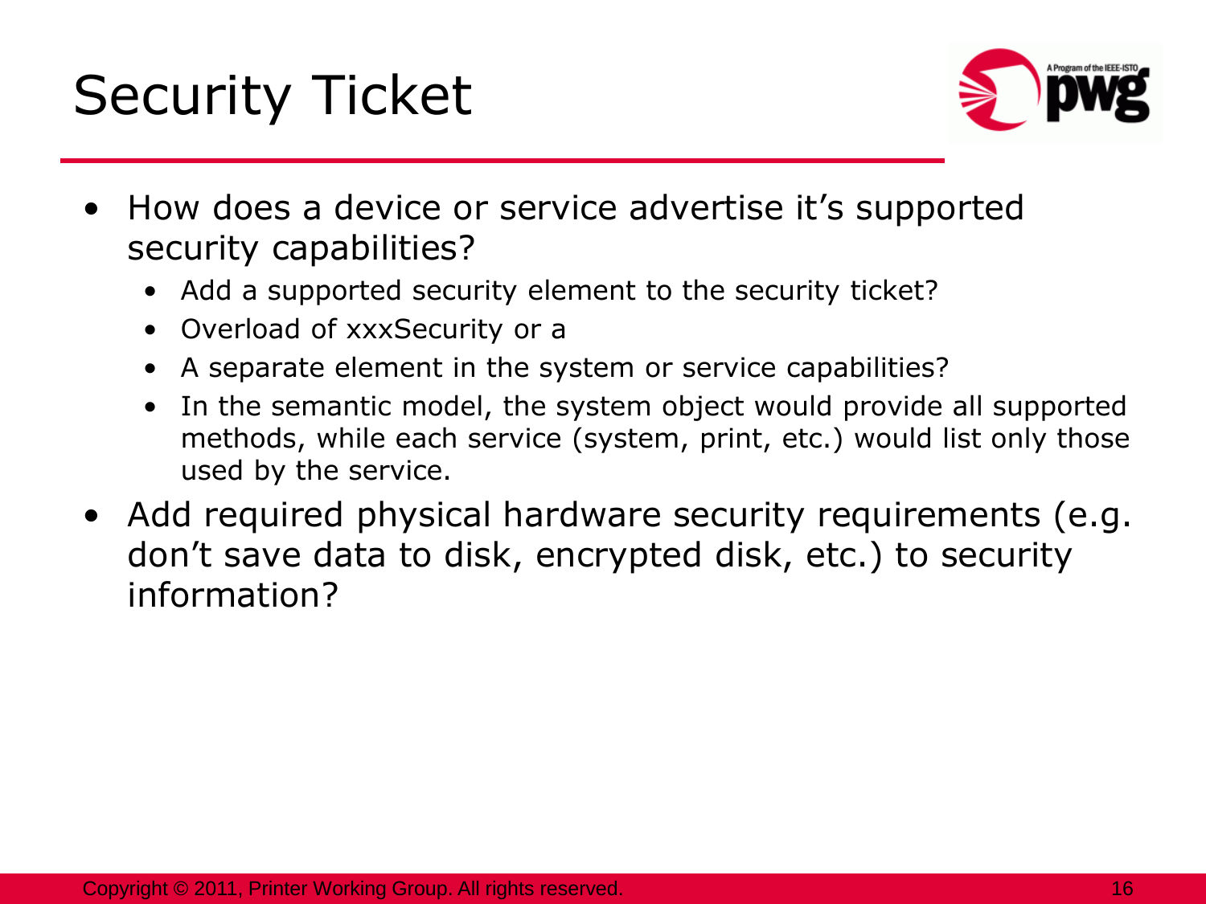# Security Ticket

- How does a device or service advertise it's supported security capabilities?
  - Add a supported security element to the security ticket?
  - Overload of xxxSecurity or a
  - A separate element in the system or service capabilities?
  - In the semantic model, the system object would provide all supported methods, while each service (system, print, etc.) would list only those used by the service.
- Add required physical hardware security requirements (e.g. don't save data to disk, encrypted disk, etc.) to security information?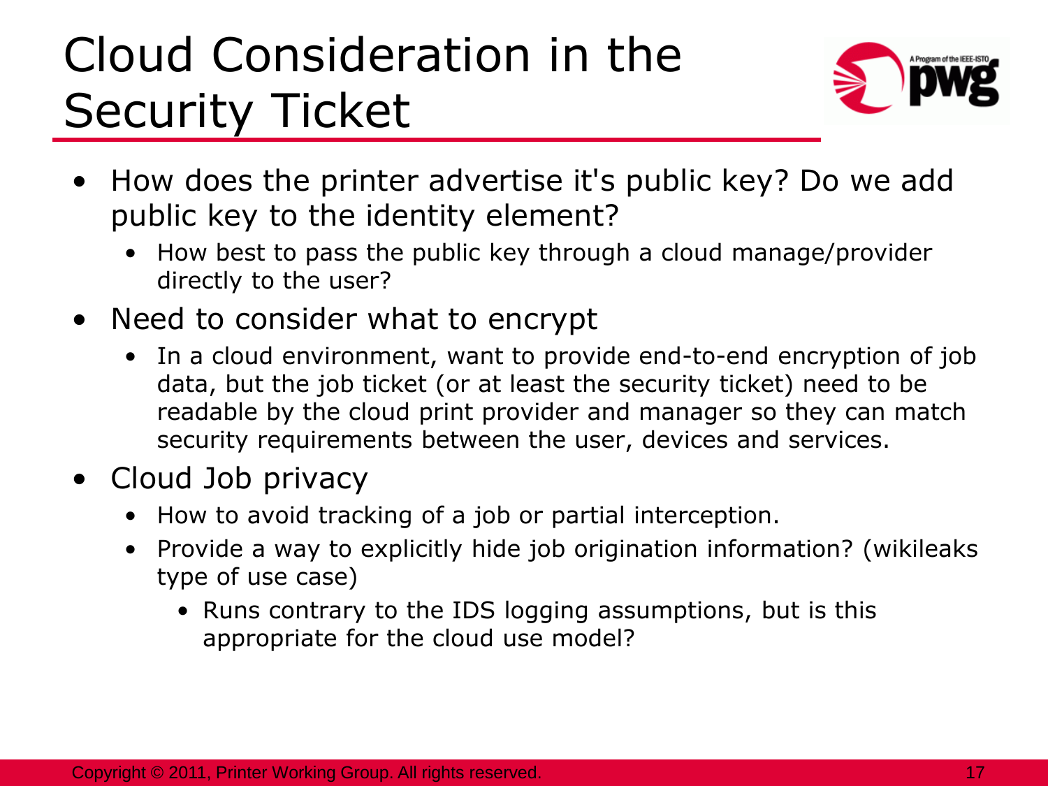# Cloud Consideration in the Security Ticket

- How does the printer advertise it's public key? Do we add public key to the identity element?
  - How best to pass the public key through a cloud manage/provider directly to the user?
- Need to consider what to encrypt
  - In a cloud environment, want to provide end-to-end encryption of job data, but the job ticket (or at least the security ticket) need to be readable by the cloud print provider and manager so they can match security requirements between the user, devices and services.
- Cloud Job privacy
  - How to avoid tracking of a job or partial interception.
  - Provide a way to explicitly hide job origination information? (wikileaks type of use case)
    - Runs contrary to the IDS logging assumptions, but is this appropriate for the cloud use model?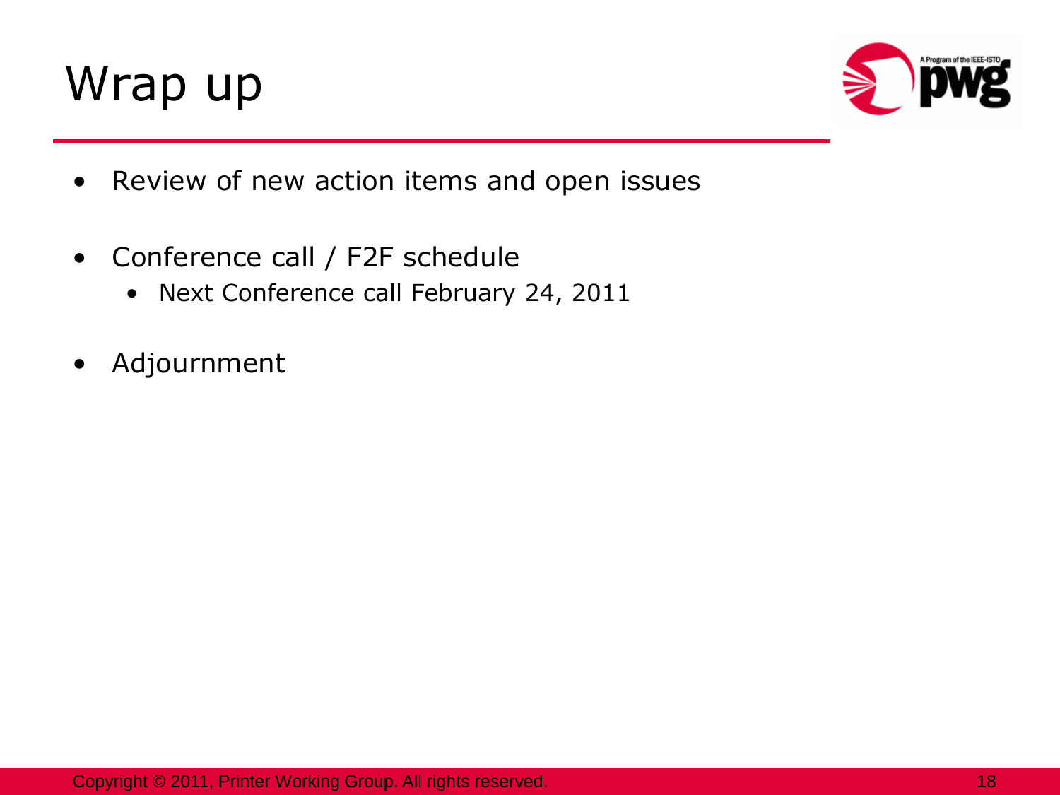# Wrap up

- Review of new action items and open issues
- Conference call / F2F schedule
  - Next Conference call February 24, 2011
- Adjournment